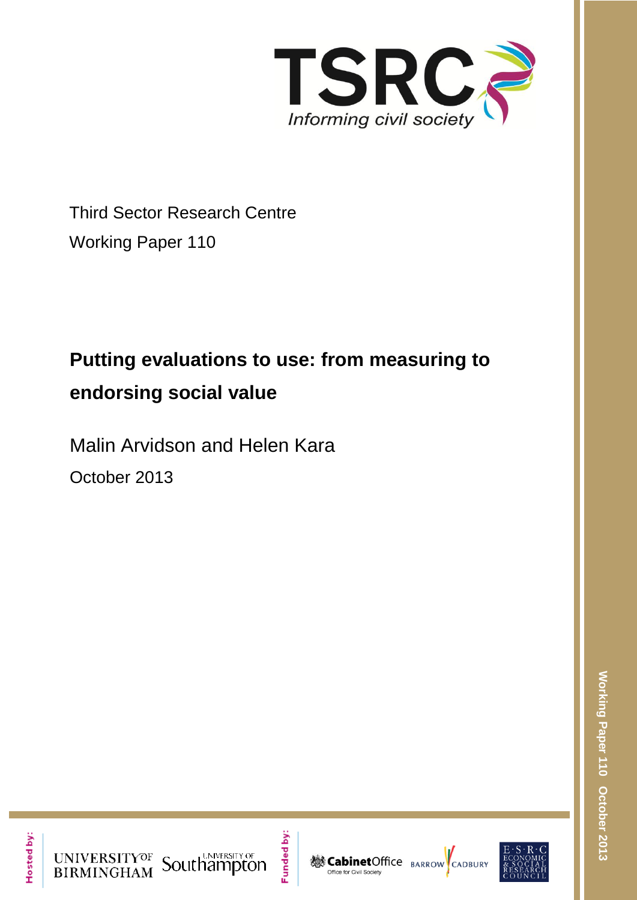TSRC

*Informing civil society*

Third Sector Research Centre

Working Paper 110

# Putting evaluations to use: from measuring to endorsing social value

Malin Arvidson and Helen Kara

October 2013

Hosted by: University of Birmingham, University of Southampton

Funded by: Cabinet Office (Office for Civil Society), Barrow Cadbury, ESRC Economic & Social Research Council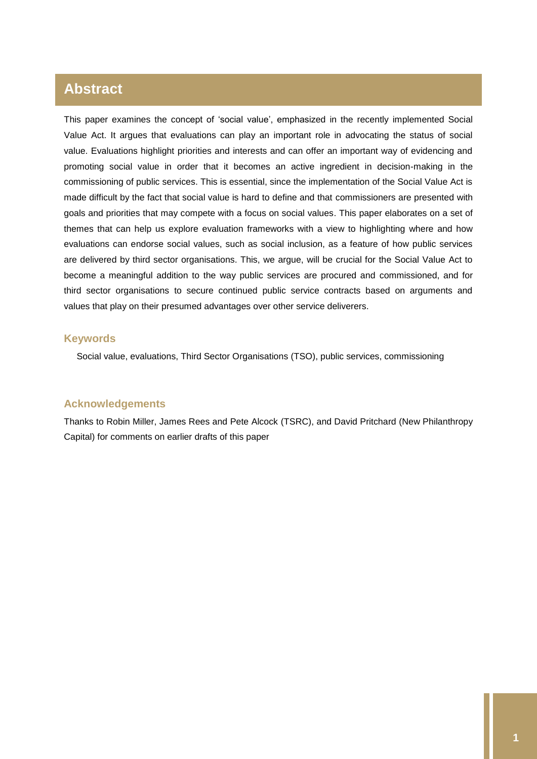## Abstract

This paper examines the concept of 'social value', emphasized in the recently implemented Social Value Act. It argues that evaluations can play an important role in advocating the status of social value. Evaluations highlight priorities and interests and can offer an important way of evidencing and promoting social value in order that it becomes an active ingredient in decision-making in the commissioning of public services. This is essential, since the implementation of the Social Value Act is made difficult by the fact that social value is hard to define and that commissioners are presented with goals and priorities that may compete with a focus on social values. This paper elaborates on a set of themes that can help us explore evaluation frameworks with a view to highlighting where and how evaluations can endorse social values, such as social inclusion, as a feature of how public services are delivered by third sector organisations. This, we argue, will be crucial for the Social Value Act to become a meaningful addition to the way public services are procured and commissioned, and for third sector organisations to secure continued public service contracts based on arguments and values that play on their presumed advantages over other service deliverers.

### Keywords

Social value, evaluations, Third Sector Organisations (TSO), public services, commissioning

### Acknowledgements

Thanks to Robin Miller, James Rees and Pete Alcock (TSRC), and David Pritchard (New Philanthropy Capital) for comments on earlier drafts of this paper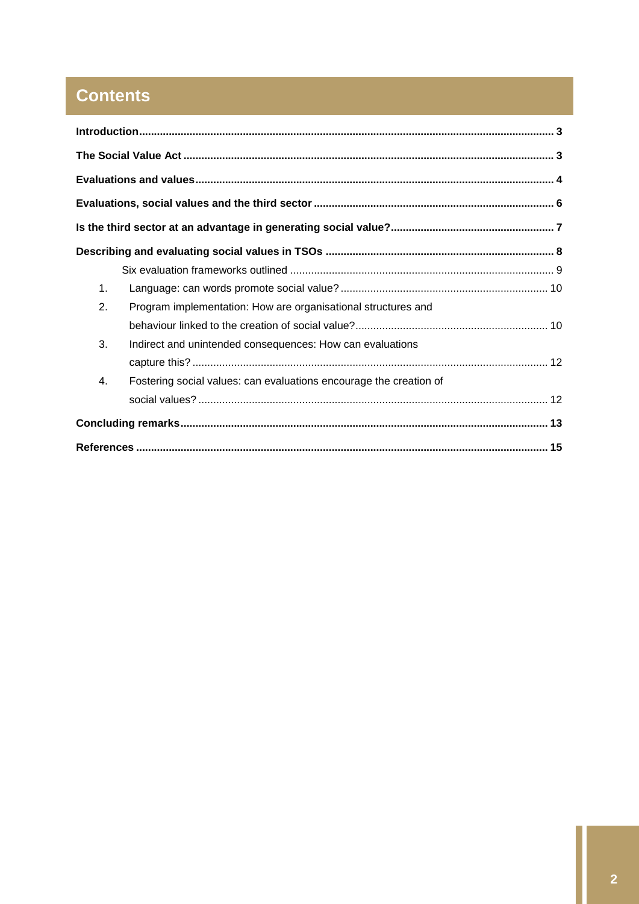# Contents

**Introduction** ..... 3

**The Social Value Act** ..... 3

**Evaluations and values** ..... 4

**Evaluations, social values and the third sector** ..... 6

**Is the third sector at an advantage in generating social value?** ..... 7

**Describing and evaluating social values in TSOs** ..... 8

Six evaluation frameworks outlined ..... 9

1. Language: can words promote social value? ..... 10
2. Program implementation: How are organisational structures and behaviour linked to the creation of social value? ..... 10
3. Indirect and unintended consequences: How can evaluations capture this? ..... 12
4. Fostering social values: can evaluations encourage the creation of social values? ..... 12

**Concluding remarks** ..... 13

**References** ..... 15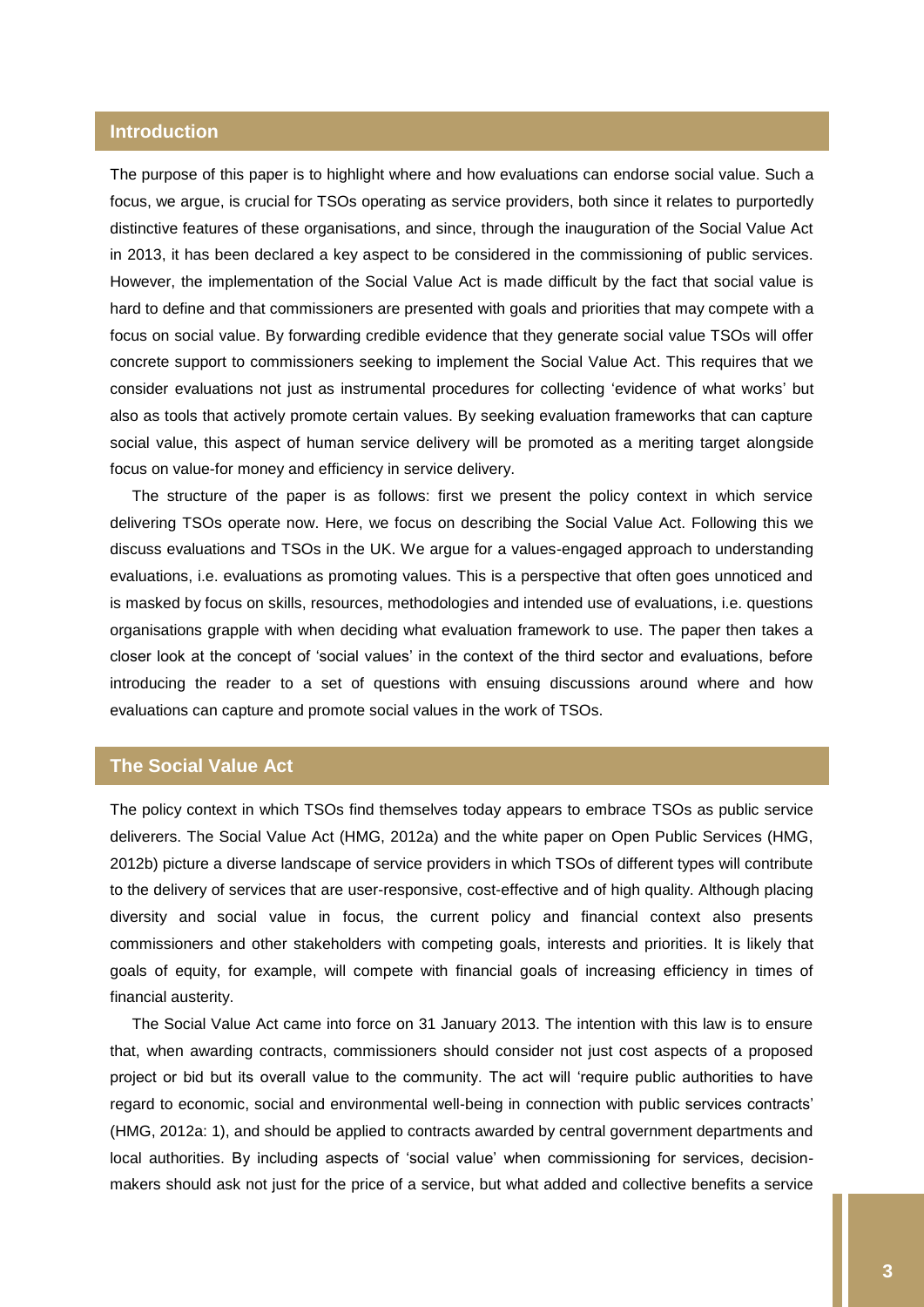## Introduction

The purpose of this paper is to highlight where and how evaluations can endorse social value. Such a focus, we argue, is crucial for TSOs operating as service providers, both since it relates to purportedly distinctive features of these organisations, and since, through the inauguration of the Social Value Act in 2013, it has been declared a key aspect to be considered in the commissioning of public services. However, the implementation of the Social Value Act is made difficult by the fact that social value is hard to define and that commissioners are presented with goals and priorities that may compete with a focus on social value. By forwarding credible evidence that they generate social value TSOs will offer concrete support to commissioners seeking to implement the Social Value Act. This requires that we consider evaluations not just as instrumental procedures for collecting 'evidence of what works' but also as tools that actively promote certain values. By seeking evaluation frameworks that can capture social value, this aspect of human service delivery will be promoted as a meriting target alongside focus on value-for money and efficiency in service delivery.

The structure of the paper is as follows: first we present the policy context in which service delivering TSOs operate now. Here, we focus on describing the Social Value Act. Following this we discuss evaluations and TSOs in the UK. We argue for a values-engaged approach to understanding evaluations, i.e. evaluations as promoting values. This is a perspective that often goes unnoticed and is masked by focus on skills, resources, methodologies and intended use of evaluations, i.e. questions organisations grapple with when deciding what evaluation framework to use. The paper then takes a closer look at the concept of 'social values' in the context of the third sector and evaluations, before introducing the reader to a set of questions with ensuing discussions around where and how evaluations can capture and promote social values in the work of TSOs.

## The Social Value Act

The policy context in which TSOs find themselves today appears to embrace TSOs as public service deliverers. The Social Value Act (HMG, 2012a) and the white paper on Open Public Services (HMG, 2012b) picture a diverse landscape of service providers in which TSOs of different types will contribute to the delivery of services that are user-responsive, cost-effective and of high quality. Although placing diversity and social value in focus, the current policy and financial context also presents commissioners and other stakeholders with competing goals, interests and priorities. It is likely that goals of equity, for example, will compete with financial goals of increasing efficiency in times of financial austerity.

The Social Value Act came into force on 31 January 2013. The intention with this law is to ensure that, when awarding contracts, commissioners should consider not just cost aspects of a proposed project or bid but its overall value to the community. The act will 'require public authorities to have regard to economic, social and environmental well-being in connection with public services contracts' (HMG, 2012a: 1), and should be applied to contracts awarded by central government departments and local authorities. By including aspects of 'social value' when commissioning for services, decision-makers should ask not just for the price of a service, but what added and collective benefits a service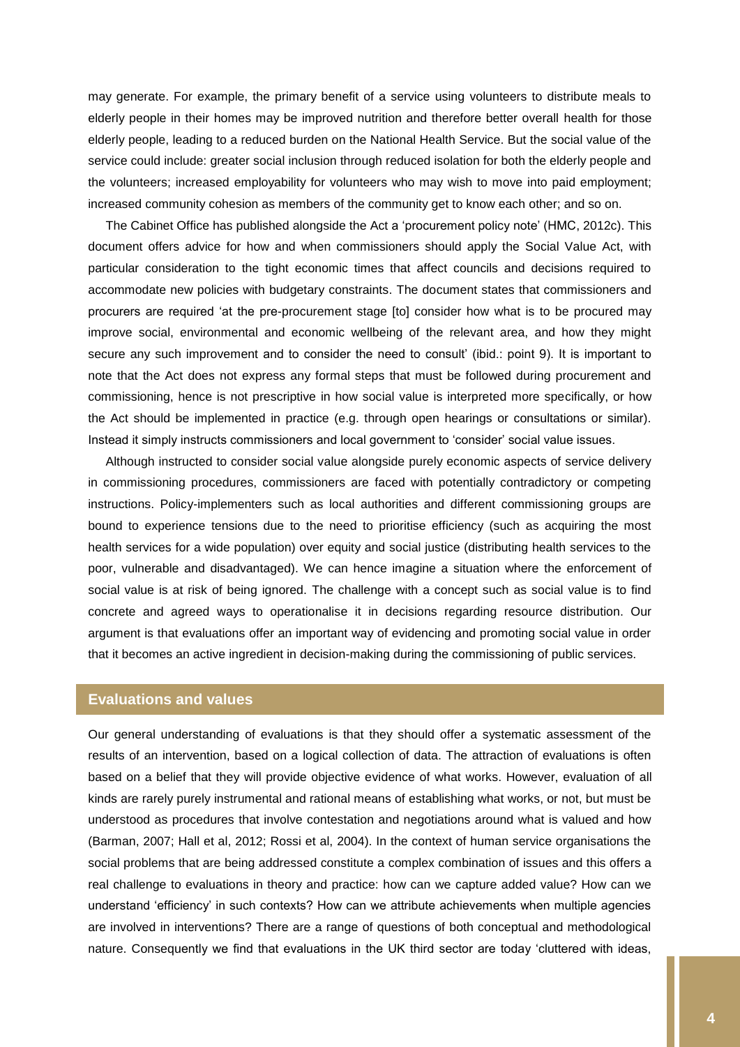may generate. For example, the primary benefit of a service using volunteers to distribute meals to elderly people in their homes may be improved nutrition and therefore better overall health for those elderly people, leading to a reduced burden on the National Health Service. But the social value of the service could include: greater social inclusion through reduced isolation for both the elderly people and the volunteers; increased employability for volunteers who may wish to move into paid employment; increased community cohesion as members of the community get to know each other; and so on.

The Cabinet Office has published alongside the Act a 'procurement policy note' (HMC, 2012c). This document offers advice for how and when commissioners should apply the Social Value Act, with particular consideration to the tight economic times that affect councils and decisions required to accommodate new policies with budgetary constraints. The document states that commissioners and procurers are required 'at the pre-procurement stage [to] consider how what is to be procured may improve social, environmental and economic wellbeing of the relevant area, and how they might secure any such improvement and to consider the need to consult' (ibid.: point 9). It is important to note that the Act does not express any formal steps that must be followed during procurement and commissioning, hence is not prescriptive in how social value is interpreted more specifically, or how the Act should be implemented in practice (e.g. through open hearings or consultations or similar). Instead it simply instructs commissioners and local government to 'consider' social value issues.

Although instructed to consider social value alongside purely economic aspects of service delivery in commissioning procedures, commissioners are faced with potentially contradictory or competing instructions. Policy-implementers such as local authorities and different commissioning groups are bound to experience tensions due to the need to prioritise efficiency (such as acquiring the most health services for a wide population) over equity and social justice (distributing health services to the poor, vulnerable and disadvantaged). We can hence imagine a situation where the enforcement of social value is at risk of being ignored. The challenge with a concept such as social value is to find concrete and agreed ways to operationalise it in decisions regarding resource distribution. Our argument is that evaluations offer an important way of evidencing and promoting social value in order that it becomes an active ingredient in decision-making during the commissioning of public services.

## Evaluations and values

Our general understanding of evaluations is that they should offer a systematic assessment of the results of an intervention, based on a logical collection of data. The attraction of evaluations is often based on a belief that they will provide objective evidence of what works. However, evaluation of all kinds are rarely purely instrumental and rational means of establishing what works, or not, but must be understood as procedures that involve contestation and negotiations around what is valued and how (Barman, 2007; Hall et al, 2012; Rossi et al, 2004). In the context of human service organisations the social problems that are being addressed constitute a complex combination of issues and this offers a real challenge to evaluations in theory and practice: how can we capture added value? How can we understand 'efficiency' in such contexts? How can we attribute achievements when multiple agencies are involved in interventions? There are a range of questions of both conceptual and methodological nature. Consequently we find that evaluations in the UK third sector are today 'cluttered with ideas,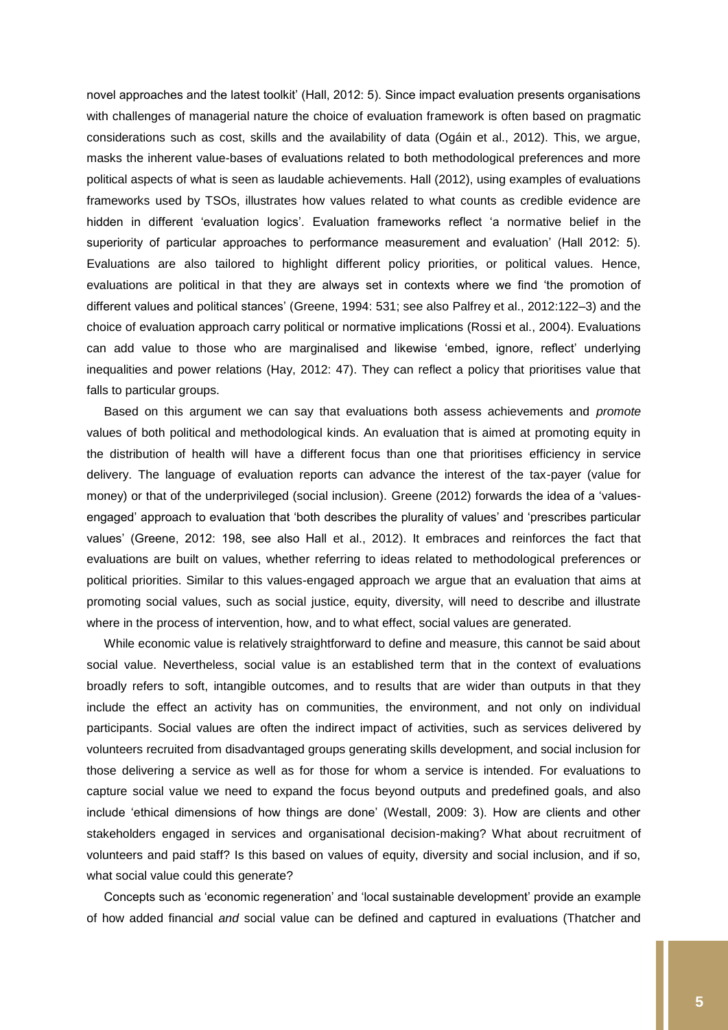novel approaches and the latest toolkit' (Hall, 2012: 5). Since impact evaluation presents organisations with challenges of managerial nature the choice of evaluation framework is often based on pragmatic considerations such as cost, skills and the availability of data (Ogáin et al., 2012). This, we argue, masks the inherent value-bases of evaluations related to both methodological preferences and more political aspects of what is seen as laudable achievements. Hall (2012), using examples of evaluations frameworks used by TSOs, illustrates how values related to what counts as credible evidence are hidden in different 'evaluation logics'. Evaluation frameworks reflect 'a normative belief in the superiority of particular approaches to performance measurement and evaluation' (Hall 2012: 5). Evaluations are also tailored to highlight different policy priorities, or political values. Hence, evaluations are political in that they are always set in contexts where we find 'the promotion of different values and political stances' (Greene, 1994: 531; see also Palfrey et al., 2012:122–3) and the choice of evaluation approach carry political or normative implications (Rossi et al., 2004). Evaluations can add value to those who are marginalised and likewise 'embed, ignore, reflect' underlying inequalities and power relations (Hay, 2012: 47). They can reflect a policy that prioritises value that falls to particular groups.

Based on this argument we can say that evaluations both assess achievements and *promote* values of both political and methodological kinds. An evaluation that is aimed at promoting equity in the distribution of health will have a different focus than one that prioritises efficiency in service delivery. The language of evaluation reports can advance the interest of the tax-payer (value for money) or that of the underprivileged (social inclusion). Greene (2012) forwards the idea of a 'values-engaged' approach to evaluation that 'both describes the plurality of values' and 'prescribes particular values' (Greene, 2012: 198, see also Hall et al., 2012). It embraces and reinforces the fact that evaluations are built on values, whether referring to ideas related to methodological preferences or political priorities. Similar to this values-engaged approach we argue that an evaluation that aims at promoting social values, such as social justice, equity, diversity, will need to describe and illustrate where in the process of intervention, how, and to what effect, social values are generated.

While economic value is relatively straightforward to define and measure, this cannot be said about social value. Nevertheless, social value is an established term that in the context of evaluations broadly refers to soft, intangible outcomes, and to results that are wider than outputs in that they include the effect an activity has on communities, the environment, and not only on individual participants. Social values are often the indirect impact of activities, such as services delivered by volunteers recruited from disadvantaged groups generating skills development, and social inclusion for those delivering a service as well as for those for whom a service is intended. For evaluations to capture social value we need to expand the focus beyond outputs and predefined goals, and also include 'ethical dimensions of how things are done' (Westall, 2009: 3). How are clients and other stakeholders engaged in services and organisational decision-making? What about recruitment of volunteers and paid staff? Is this based on values of equity, diversity and social inclusion, and if so, what social value could this generate?

Concepts such as 'economic regeneration' and 'local sustainable development' provide an example of how added financial *and* social value can be defined and captured in evaluations (Thatcher and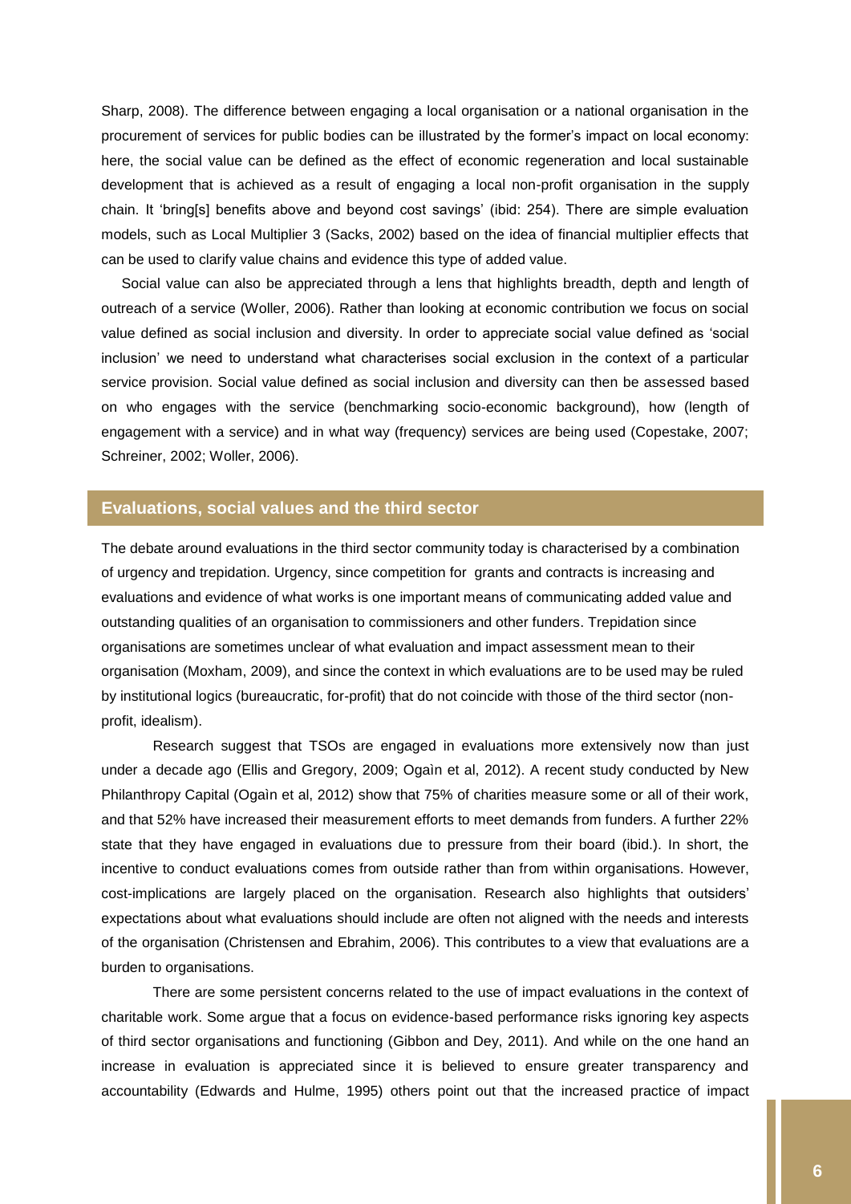Sharp, 2008). The difference between engaging a local organisation or a national organisation in the procurement of services for public bodies can be illustrated by the former's impact on local economy: here, the social value can be defined as the effect of economic regeneration and local sustainable development that is achieved as a result of engaging a local non-profit organisation in the supply chain. It 'bring[s] benefits above and beyond cost savings' (ibid: 254). There are simple evaluation models, such as Local Multiplier 3 (Sacks, 2002) based on the idea of financial multiplier effects that can be used to clarify value chains and evidence this type of added value.

Social value can also be appreciated through a lens that highlights breadth, depth and length of outreach of a service (Woller, 2006). Rather than looking at economic contribution we focus on social value defined as social inclusion and diversity. In order to appreciate social value defined as 'social inclusion' we need to understand what characterises social exclusion in the context of a particular service provision. Social value defined as social inclusion and diversity can then be assessed based on who engages with the service (benchmarking socio-economic background), how (length of engagement with a service) and in what way (frequency) services are being used (Copestake, 2007; Schreiner, 2002; Woller, 2006).

## Evaluations, social values and the third sector

The debate around evaluations in the third sector community today is characterised by a combination of urgency and trepidation. Urgency, since competition for grants and contracts is increasing and evaluations and evidence of what works is one important means of communicating added value and outstanding qualities of an organisation to commissioners and other funders. Trepidation since organisations are sometimes unclear of what evaluation and impact assessment mean to their organisation (Moxham, 2009), and since the context in which evaluations are to be used may be ruled by institutional logics (bureaucratic, for-profit) that do not coincide with those of the third sector (non-profit, idealism).

Research suggest that TSOs are engaged in evaluations more extensively now than just under a decade ago (Ellis and Gregory, 2009; Ogaìn et al, 2012). A recent study conducted by New Philanthropy Capital (Ogaìn et al, 2012) show that 75% of charities measure some or all of their work, and that 52% have increased their measurement efforts to meet demands from funders. A further 22% state that they have engaged in evaluations due to pressure from their board (ibid.). In short, the incentive to conduct evaluations comes from outside rather than from within organisations. However, cost-implications are largely placed on the organisation. Research also highlights that outsiders' expectations about what evaluations should include are often not aligned with the needs and interests of the organisation (Christensen and Ebrahim, 2006). This contributes to a view that evaluations are a burden to organisations.

There are some persistent concerns related to the use of impact evaluations in the context of charitable work. Some argue that a focus on evidence-based performance risks ignoring key aspects of third sector organisations and functioning (Gibbon and Dey, 2011). And while on the one hand an increase in evaluation is appreciated since it is believed to ensure greater transparency and accountability (Edwards and Hulme, 1995) others point out that the increased practice of impact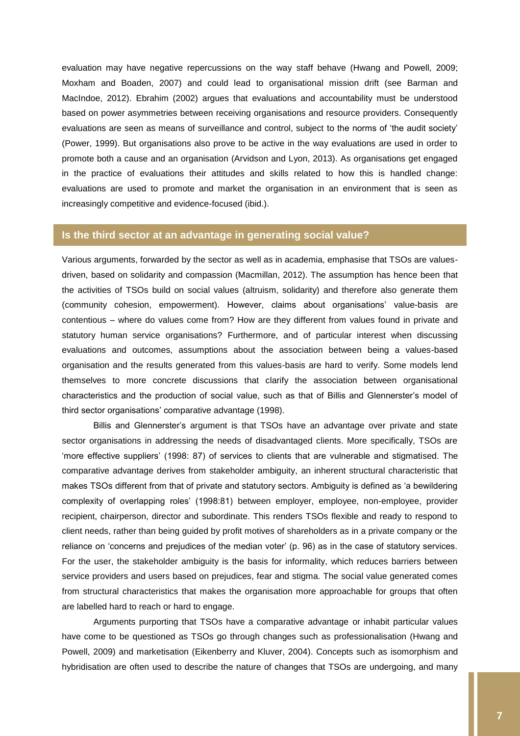evaluation may have negative repercussions on the way staff behave (Hwang and Powell, 2009; Moxham and Boaden, 2007) and could lead to organisational mission drift (see Barman and MacIndoe, 2012). Ebrahim (2002) argues that evaluations and accountability must be understood based on power asymmetries between receiving organisations and resource providers. Consequently evaluations are seen as means of surveillance and control, subject to the norms of 'the audit society' (Power, 1999). But organisations also prove to be active in the way evaluations are used in order to promote both a cause and an organisation (Arvidson and Lyon, 2013). As organisations get engaged in the practice of evaluations their attitudes and skills related to how this is handled change: evaluations are used to promote and market the organisation in an environment that is seen as increasingly competitive and evidence-focused (ibid.).

## Is the third sector at an advantage in generating social value?

Various arguments, forwarded by the sector as well as in academia, emphasise that TSOs are values-driven, based on solidarity and compassion (Macmillan, 2012). The assumption has hence been that the activities of TSOs build on social values (altruism, solidarity) and therefore also generate them (community cohesion, empowerment). However, claims about organisations' value-basis are contentious – where do values come from? How are they different from values found in private and statutory human service organisations? Furthermore, and of particular interest when discussing evaluations and outcomes, assumptions about the association between being a values-based organisation and the results generated from this values-basis are hard to verify. Some models lend themselves to more concrete discussions that clarify the association between organisational characteristics and the production of social value, such as that of Billis and Glennerster's model of third sector organisations' comparative advantage (1998).

Billis and Glennerster's argument is that TSOs have an advantage over private and state sector organisations in addressing the needs of disadvantaged clients. More specifically, TSOs are 'more effective suppliers' (1998: 87) of services to clients that are vulnerable and stigmatised. The comparative advantage derives from stakeholder ambiguity, an inherent structural characteristic that makes TSOs different from that of private and statutory sectors. Ambiguity is defined as 'a bewildering complexity of overlapping roles' (1998:81) between employer, employee, non-employee, provider recipient, chairperson, director and subordinate. This renders TSOs flexible and ready to respond to client needs, rather than being guided by profit motives of shareholders as in a private company or the reliance on 'concerns and prejudices of the median voter' (p. 96) as in the case of statutory services. For the user, the stakeholder ambiguity is the basis for informality, which reduces barriers between service providers and users based on prejudices, fear and stigma. The social value generated comes from structural characteristics that makes the organisation more approachable for groups that often are labelled hard to reach or hard to engage.

Arguments purporting that TSOs have a comparative advantage or inhabit particular values have come to be questioned as TSOs go through changes such as professionalisation (Hwang and Powell, 2009) and marketisation (Eikenberry and Kluver, 2004). Concepts such as isomorphism and hybridisation are often used to describe the nature of changes that TSOs are undergoing, and many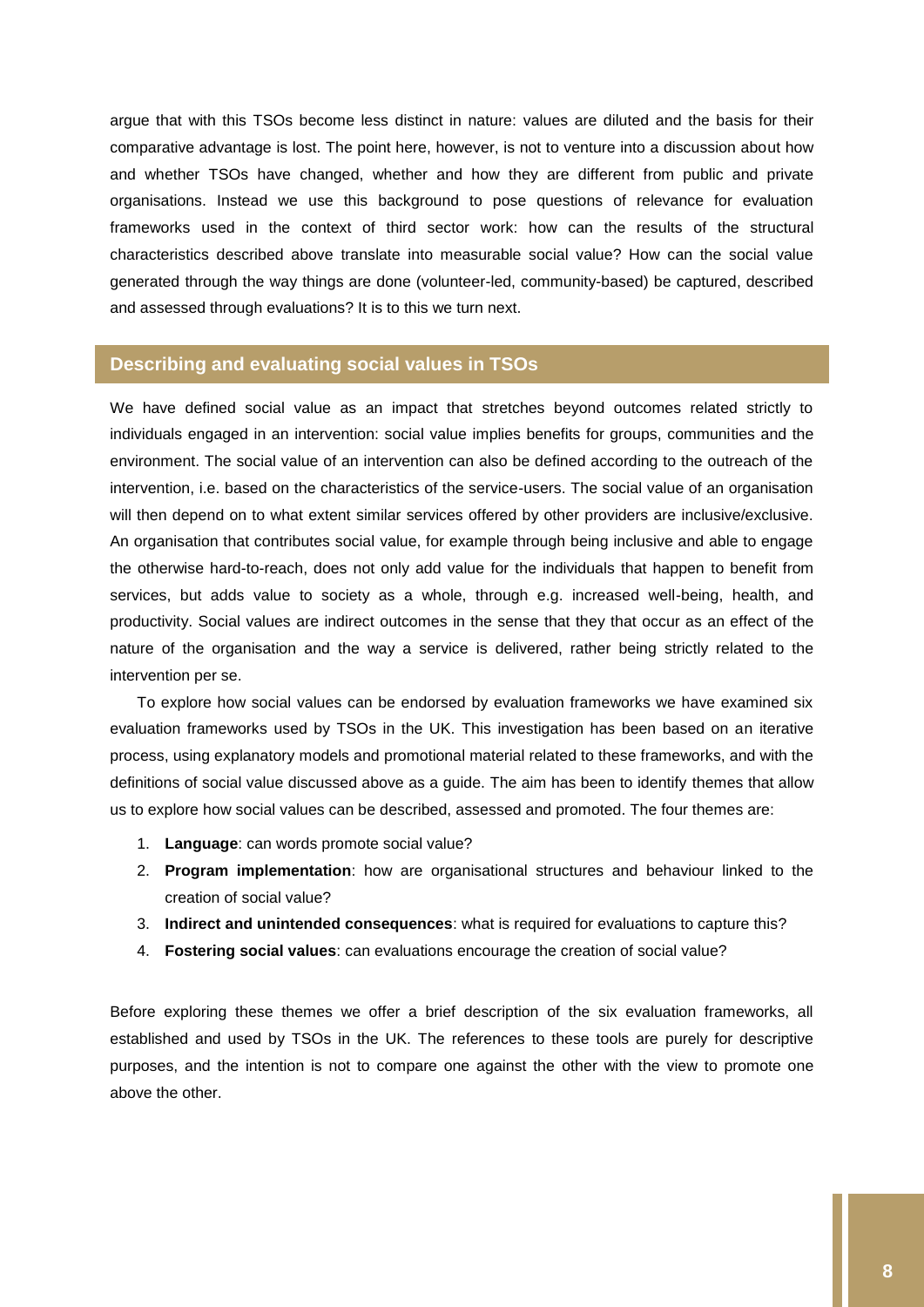argue that with this TSOs become less distinct in nature: values are diluted and the basis for their comparative advantage is lost. The point here, however, is not to venture into a discussion about how and whether TSOs have changed, whether and how they are different from public and private organisations. Instead we use this background to pose questions of relevance for evaluation frameworks used in the context of third sector work: how can the results of the structural characteristics described above translate into measurable social value? How can the social value generated through the way things are done (volunteer-led, community-based) be captured, described and assessed through evaluations? It is to this we turn next.

## Describing and evaluating social values in TSOs

We have defined social value as an impact that stretches beyond outcomes related strictly to individuals engaged in an intervention: social value implies benefits for groups, communities and the environment. The social value of an intervention can also be defined according to the outreach of the intervention, i.e. based on the characteristics of the service-users. The social value of an organisation will then depend on to what extent similar services offered by other providers are inclusive/exclusive. An organisation that contributes social value, for example through being inclusive and able to engage the otherwise hard-to-reach, does not only add value for the individuals that happen to benefit from services, but adds value to society as a whole, through e.g. increased well-being, health, and productivity. Social values are indirect outcomes in the sense that they that occur as an effect of the nature of the organisation and the way a service is delivered, rather being strictly related to the intervention per se.

To explore how social values can be endorsed by evaluation frameworks we have examined six evaluation frameworks used by TSOs in the UK. This investigation has been based on an iterative process, using explanatory models and promotional material related to these frameworks, and with the definitions of social value discussed above as a guide. The aim has been to identify themes that allow us to explore how social values can be described, assessed and promoted. The four themes are:

1. **Language**: can words promote social value?
2. **Program implementation**: how are organisational structures and behaviour linked to the creation of social value?
3. **Indirect and unintended consequences**: what is required for evaluations to capture this?
4. **Fostering social values**: can evaluations encourage the creation of social value?

Before exploring these themes we offer a brief description of the six evaluation frameworks, all established and used by TSOs in the UK. The references to these tools are purely for descriptive purposes, and the intention is not to compare one against the other with the view to promote one above the other.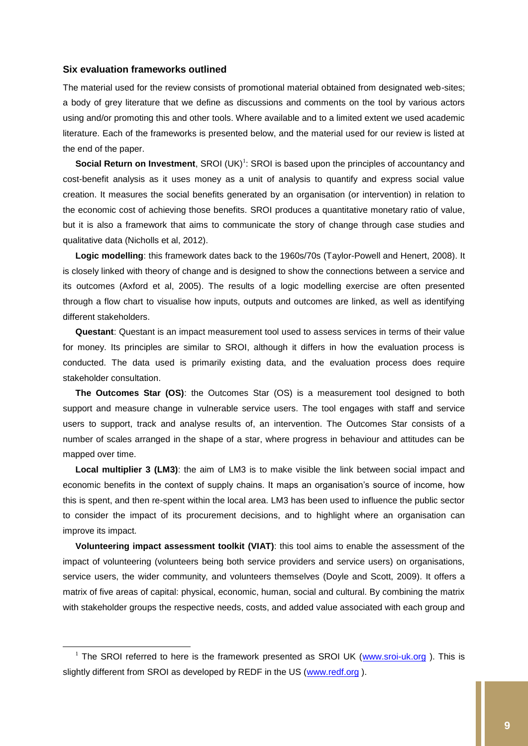### Six evaluation frameworks outlined

The material used for the review consists of promotional material obtained from designated web-sites; a body of grey literature that we define as discussions and comments on the tool by various actors using and/or promoting this and other tools. Where available and to a limited extent we used academic literature. Each of the frameworks is presented below, and the material used for our review is listed at the end of the paper.

**Social Return on Investment**, SROI (UK)[1]: SROI is based upon the principles of accountancy and cost-benefit analysis as it uses money as a unit of analysis to quantify and express social value creation. It measures the social benefits generated by an organisation (or intervention) in relation to the economic cost of achieving those benefits. SROI produces a quantitative monetary ratio of value, but it is also a framework that aims to communicate the story of change through case studies and qualitative data (Nicholls et al, 2012).

**Logic modelling**: this framework dates back to the 1960s/70s (Taylor-Powell and Henert, 2008). It is closely linked with theory of change and is designed to show the connections between a service and its outcomes (Axford et al, 2005). The results of a logic modelling exercise are often presented through a flow chart to visualise how inputs, outputs and outcomes are linked, as well as identifying different stakeholders.

**Questant**: Questant is an impact measurement tool used to assess services in terms of their value for money. Its principles are similar to SROI, although it differs in how the evaluation process is conducted. The data used is primarily existing data, and the evaluation process does require stakeholder consultation.

**The Outcomes Star (OS)**: the Outcomes Star (OS) is a measurement tool designed to both support and measure change in vulnerable service users. The tool engages with staff and service users to support, track and analyse results of, an intervention. The Outcomes Star consists of a number of scales arranged in the shape of a star, where progress in behaviour and attitudes can be mapped over time.

**Local multiplier 3 (LM3)**: the aim of LM3 is to make visible the link between social impact and economic benefits in the context of supply chains. It maps an organisation's source of income, how this is spent, and then re-spent within the local area. LM3 has been used to influence the public sector to consider the impact of its procurement decisions, and to highlight where an organisation can improve its impact.

**Volunteering impact assessment toolkit (VIAT)**: this tool aims to enable the assessment of the impact of volunteering (volunteers being both service providers and service users) on organisations, service users, the wider community, and volunteers themselves (Doyle and Scott, 2009). It offers a matrix of five areas of capital: physical, economic, human, social and cultural. By combining the matrix with stakeholder groups the respective needs, costs, and added value associated with each group and

[1] The SROI referred to here is the framework presented as SROI UK (www.sroi-uk.org ). This is slightly different from SROI as developed by REDF in the US (www.redf.org ).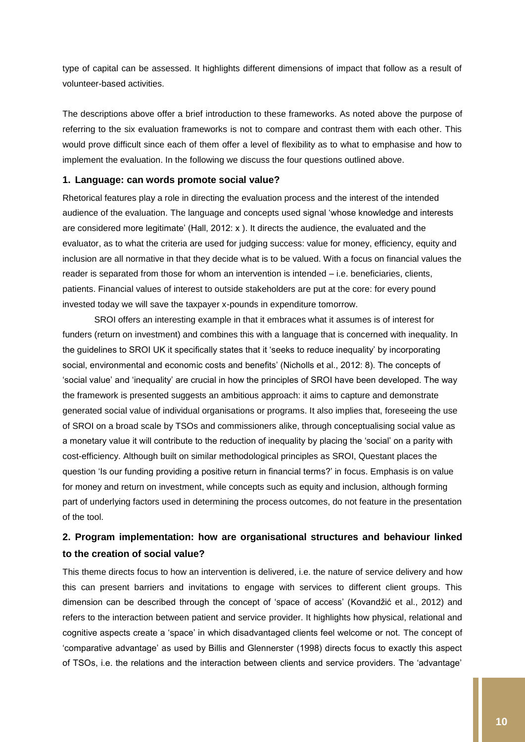type of capital can be assessed. It highlights different dimensions of impact that follow as a result of volunteer-based activities.

The descriptions above offer a brief introduction to these frameworks. As noted above the purpose of referring to the six evaluation frameworks is not to compare and contrast them with each other. This would prove difficult since each of them offer a level of flexibility as to what to emphasise and how to implement the evaluation. In the following we discuss the four questions outlined above.

### 1. Language: can words promote social value?

Rhetorical features play a role in directing the evaluation process and the interest of the intended audience of the evaluation. The language and concepts used signal 'whose knowledge and interests are considered more legitimate' (Hall, 2012: x ). It directs the audience, the evaluated and the evaluator, as to what the criteria are used for judging success: value for money, efficiency, equity and inclusion are all normative in that they decide what is to be valued. With a focus on financial values the reader is separated from those for whom an intervention is intended – i.e. beneficiaries, clients, patients. Financial values of interest to outside stakeholders are put at the core: for every pound invested today we will save the taxpayer x-pounds in expenditure tomorrow.

SROI offers an interesting example in that it embraces what it assumes is of interest for funders (return on investment) and combines this with a language that is concerned with inequality. In the guidelines to SROI UK it specifically states that it 'seeks to reduce inequality' by incorporating social, environmental and economic costs and benefits' (Nicholls et al., 2012: 8). The concepts of 'social value' and 'inequality' are crucial in how the principles of SROI have been developed. The way the framework is presented suggests an ambitious approach: it aims to capture and demonstrate generated social value of individual organisations or programs. It also implies that, foreseeing the use of SROI on a broad scale by TSOs and commissioners alike, through conceptualising social value as a monetary value it will contribute to the reduction of inequality by placing the 'social' on a parity with cost-efficiency. Although built on similar methodological principles as SROI, Questant places the question 'Is our funding providing a positive return in financial terms?' in focus. Emphasis is on value for money and return on investment, while concepts such as equity and inclusion, although forming part of underlying factors used in determining the process outcomes, do not feature in the presentation of the tool.

### 2. Program implementation: how are organisational structures and behaviour linked to the creation of social value?

This theme directs focus to how an intervention is delivered, i.e. the nature of service delivery and how this can present barriers and invitations to engage with services to different client groups. This dimension can be described through the concept of 'space of access' (Kovandžić et al., 2012) and refers to the interaction between patient and service provider. It highlights how physical, relational and cognitive aspects create a 'space' in which disadvantaged clients feel welcome or not. The concept of 'comparative advantage' as used by Billis and Glennerster (1998) directs focus to exactly this aspect of TSOs, i.e. the relations and the interaction between clients and service providers. The 'advantage'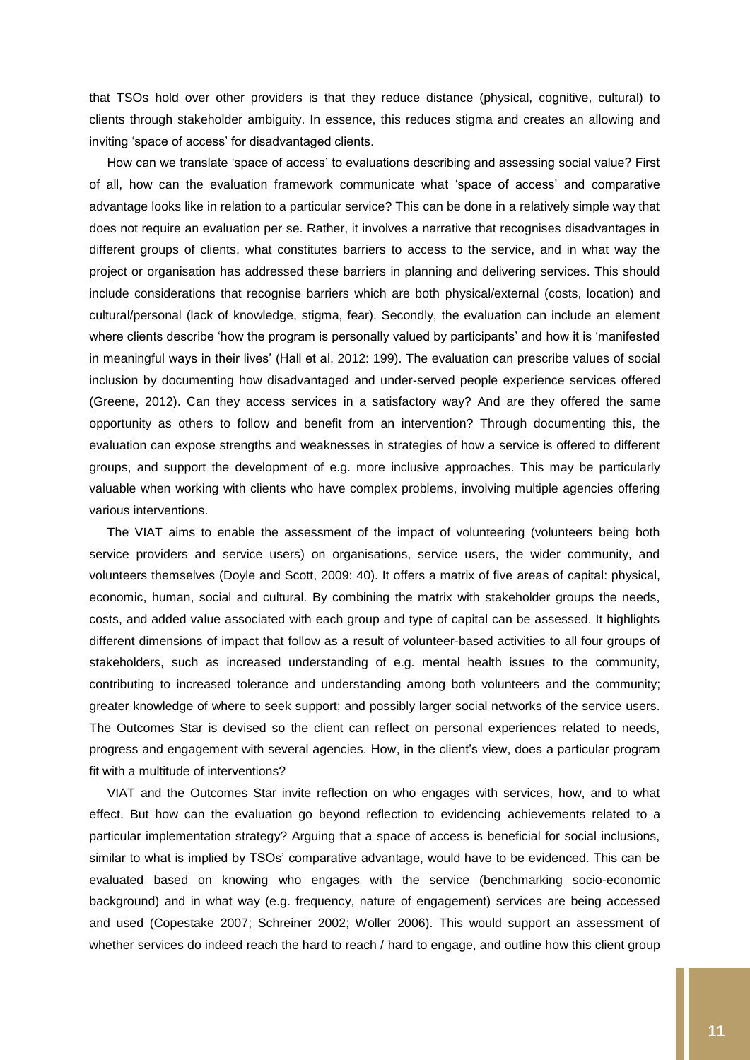that TSOs hold over other providers is that they reduce distance (physical, cognitive, cultural) to clients through stakeholder ambiguity. In essence, this reduces stigma and creates an allowing and inviting 'space of access' for disadvantaged clients.

How can we translate 'space of access' to evaluations describing and assessing social value? First of all, how can the evaluation framework communicate what 'space of access' and comparative advantage looks like in relation to a particular service? This can be done in a relatively simple way that does not require an evaluation per se. Rather, it involves a narrative that recognises disadvantages in different groups of clients, what constitutes barriers to access to the service, and in what way the project or organisation has addressed these barriers in planning and delivering services. This should include considerations that recognise barriers which are both physical/external (costs, location) and cultural/personal (lack of knowledge, stigma, fear). Secondly, the evaluation can include an element where clients describe 'how the program is personally valued by participants' and how it is 'manifested in meaningful ways in their lives' (Hall et al, 2012: 199). The evaluation can prescribe values of social inclusion by documenting how disadvantaged and under-served people experience services offered (Greene, 2012). Can they access services in a satisfactory way? And are they offered the same opportunity as others to follow and benefit from an intervention? Through documenting this, the evaluation can expose strengths and weaknesses in strategies of how a service is offered to different groups, and support the development of e.g. more inclusive approaches. This may be particularly valuable when working with clients who have complex problems, involving multiple agencies offering various interventions.

The VIAT aims to enable the assessment of the impact of volunteering (volunteers being both service providers and service users) on organisations, service users, the wider community, and volunteers themselves (Doyle and Scott, 2009: 40). It offers a matrix of five areas of capital: physical, economic, human, social and cultural. By combining the matrix with stakeholder groups the needs, costs, and added value associated with each group and type of capital can be assessed. It highlights different dimensions of impact that follow as a result of volunteer-based activities to all four groups of stakeholders, such as increased understanding of e.g. mental health issues to the community, contributing to increased tolerance and understanding among both volunteers and the community; greater knowledge of where to seek support; and possibly larger social networks of the service users. The Outcomes Star is devised so the client can reflect on personal experiences related to needs, progress and engagement with several agencies. How, in the client's view, does a particular program fit with a multitude of interventions?

VIAT and the Outcomes Star invite reflection on who engages with services, how, and to what effect. But how can the evaluation go beyond reflection to evidencing achievements related to a particular implementation strategy? Arguing that a space of access is beneficial for social inclusions, similar to what is implied by TSOs' comparative advantage, would have to be evidenced. This can be evaluated based on knowing who engages with the service (benchmarking socio-economic background) and in what way (e.g. frequency, nature of engagement) services are being accessed and used (Copestake 2007; Schreiner 2002; Woller 2006). This would support an assessment of whether services do indeed reach the hard to reach / hard to engage, and outline how this client group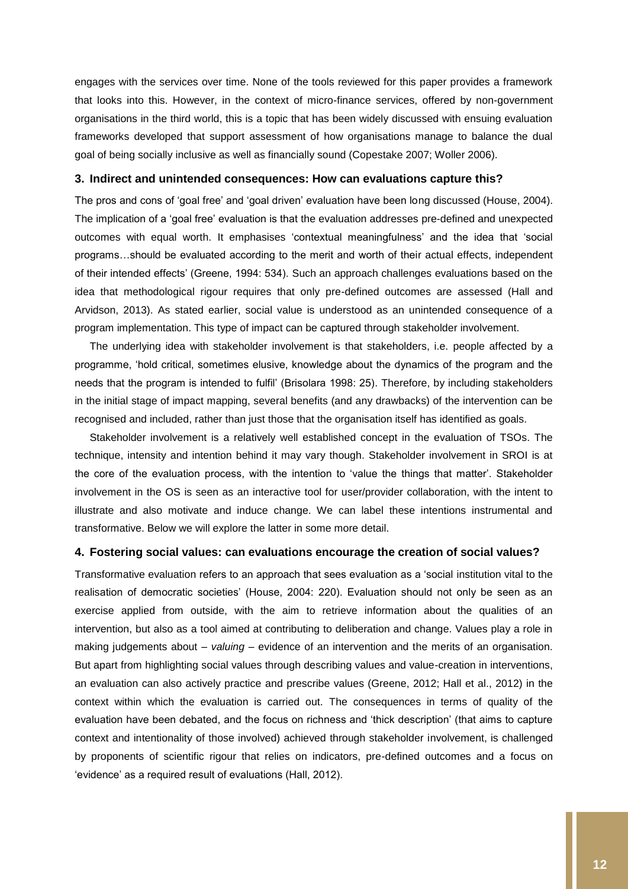engages with the services over time. None of the tools reviewed for this paper provides a framework that looks into this. However, in the context of micro-finance services, offered by non-government organisations in the third world, this is a topic that has been widely discussed with ensuing evaluation frameworks developed that support assessment of how organisations manage to balance the dual goal of being socially inclusive as well as financially sound (Copestake 2007; Woller 2006).

### 3. Indirect and unintended consequences: How can evaluations capture this?

The pros and cons of 'goal free' and 'goal driven' evaluation have been long discussed (House, 2004). The implication of a 'goal free' evaluation is that the evaluation addresses pre-defined and unexpected outcomes with equal worth. It emphasises 'contextual meaningfulness' and the idea that 'social programs…should be evaluated according to the merit and worth of their actual effects, independent of their intended effects' (Greene, 1994: 534). Such an approach challenges evaluations based on the idea that methodological rigour requires that only pre-defined outcomes are assessed (Hall and Arvidson, 2013). As stated earlier, social value is understood as an unintended consequence of a program implementation. This type of impact can be captured through stakeholder involvement.

The underlying idea with stakeholder involvement is that stakeholders, i.e. people affected by a programme, 'hold critical, sometimes elusive, knowledge about the dynamics of the program and the needs that the program is intended to fulfil' (Brisolara 1998: 25). Therefore, by including stakeholders in the initial stage of impact mapping, several benefits (and any drawbacks) of the intervention can be recognised and included, rather than just those that the organisation itself has identified as goals.

Stakeholder involvement is a relatively well established concept in the evaluation of TSOs. The technique, intensity and intention behind it may vary though. Stakeholder involvement in SROI is at the core of the evaluation process, with the intention to 'value the things that matter'. Stakeholder involvement in the OS is seen as an interactive tool for user/provider collaboration, with the intent to illustrate and also motivate and induce change. We can label these intentions instrumental and transformative. Below we will explore the latter in some more detail.

### 4. Fostering social values: can evaluations encourage the creation of social values?

Transformative evaluation refers to an approach that sees evaluation as a 'social institution vital to the realisation of democratic societies' (House, 2004: 220). Evaluation should not only be seen as an exercise applied from outside, with the aim to retrieve information about the qualities of an intervention, but also as a tool aimed at contributing to deliberation and change. Values play a role in making judgements about – *valuing* – evidence of an intervention and the merits of an organisation. But apart from highlighting social values through describing values and value-creation in interventions, an evaluation can also actively practice and prescribe values (Greene, 2012; Hall et al., 2012) in the context within which the evaluation is carried out. The consequences in terms of quality of the evaluation have been debated, and the focus on richness and 'thick description' (that aims to capture context and intentionality of those involved) achieved through stakeholder involvement, is challenged by proponents of scientific rigour that relies on indicators, pre-defined outcomes and a focus on 'evidence' as a required result of evaluations (Hall, 2012).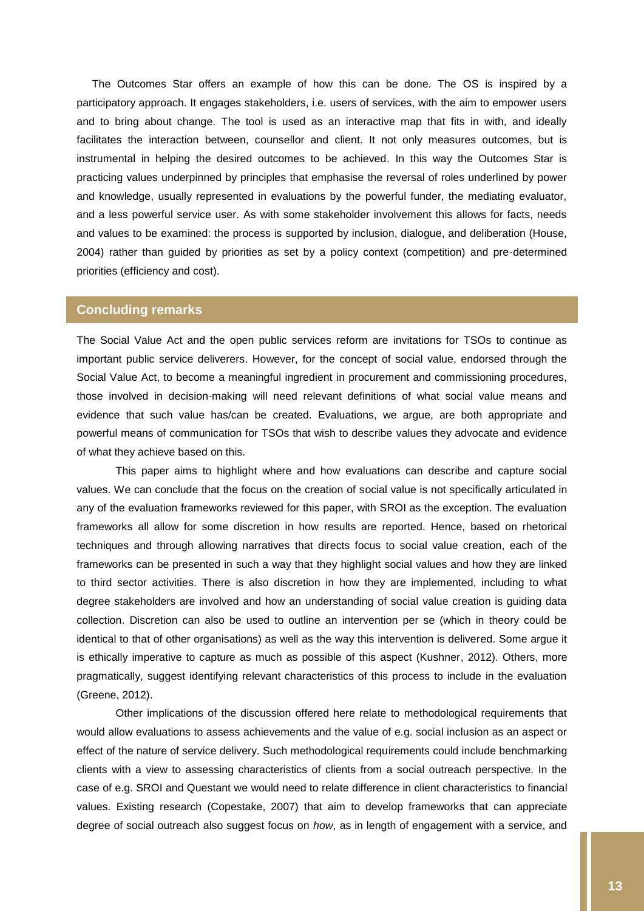The Outcomes Star offers an example of how this can be done. The OS is inspired by a participatory approach. It engages stakeholders, i.e. users of services, with the aim to empower users and to bring about change. The tool is used as an interactive map that fits in with, and ideally facilitates the interaction between, counsellor and client. It not only measures outcomes, but is instrumental in helping the desired outcomes to be achieved. In this way the Outcomes Star is practicing values underpinned by principles that emphasise the reversal of roles underlined by power and knowledge, usually represented in evaluations by the powerful funder, the mediating evaluator, and a less powerful service user. As with some stakeholder involvement this allows for facts, needs and values to be examined: the process is supported by inclusion, dialogue, and deliberation (House, 2004) rather than guided by priorities as set by a policy context (competition) and pre-determined priorities (efficiency and cost).

## Concluding remarks

The Social Value Act and the open public services reform are invitations for TSOs to continue as important public service deliverers. However, for the concept of social value, endorsed through the Social Value Act, to become a meaningful ingredient in procurement and commissioning procedures, those involved in decision-making will need relevant definitions of what social value means and evidence that such value has/can be created. Evaluations, we argue, are both appropriate and powerful means of communication for TSOs that wish to describe values they advocate and evidence of what they achieve based on this.

This paper aims to highlight where and how evaluations can describe and capture social values. We can conclude that the focus on the creation of social value is not specifically articulated in any of the evaluation frameworks reviewed for this paper, with SROI as the exception. The evaluation frameworks all allow for some discretion in how results are reported. Hence, based on rhetorical techniques and through allowing narratives that directs focus to social value creation, each of the frameworks can be presented in such a way that they highlight social values and how they are linked to third sector activities. There is also discretion in how they are implemented, including to what degree stakeholders are involved and how an understanding of social value creation is guiding data collection. Discretion can also be used to outline an intervention per se (which in theory could be identical to that of other organisations) as well as the way this intervention is delivered. Some argue it is ethically imperative to capture as much as possible of this aspect (Kushner, 2012). Others, more pragmatically, suggest identifying relevant characteristics of this process to include in the evaluation (Greene, 2012).

Other implications of the discussion offered here relate to methodological requirements that would allow evaluations to assess achievements and the value of e.g. social inclusion as an aspect or effect of the nature of service delivery. Such methodological requirements could include benchmarking clients with a view to assessing characteristics of clients from a social outreach perspective. In the case of e.g. SROI and Questant we would need to relate difference in client characteristics to financial values. Existing research (Copestake, 2007) that aim to develop frameworks that can appreciate degree of social outreach also suggest focus on *how*, as in length of engagement with a service, and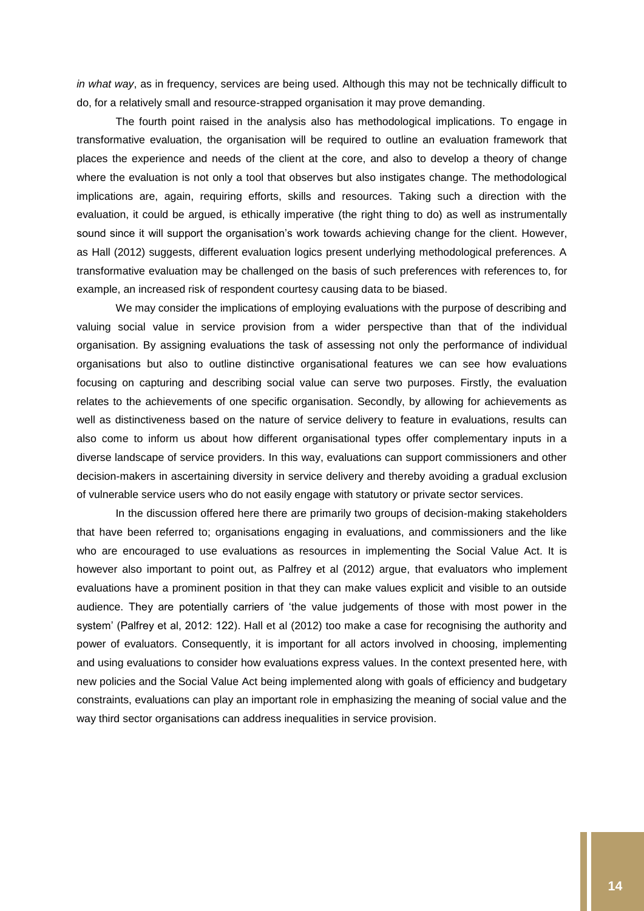*in what way*, as in frequency, services are being used. Although this may not be technically difficult to do, for a relatively small and resource-strapped organisation it may prove demanding.

The fourth point raised in the analysis also has methodological implications. To engage in transformative evaluation, the organisation will be required to outline an evaluation framework that places the experience and needs of the client at the core, and also to develop a theory of change where the evaluation is not only a tool that observes but also instigates change. The methodological implications are, again, requiring efforts, skills and resources. Taking such a direction with the evaluation, it could be argued, is ethically imperative (the right thing to do) as well as instrumentally sound since it will support the organisation's work towards achieving change for the client. However, as Hall (2012) suggests, different evaluation logics present underlying methodological preferences. A transformative evaluation may be challenged on the basis of such preferences with references to, for example, an increased risk of respondent courtesy causing data to be biased.

We may consider the implications of employing evaluations with the purpose of describing and valuing social value in service provision from a wider perspective than that of the individual organisation. By assigning evaluations the task of assessing not only the performance of individual organisations but also to outline distinctive organisational features we can see how evaluations focusing on capturing and describing social value can serve two purposes. Firstly, the evaluation relates to the achievements of one specific organisation. Secondly, by allowing for achievements as well as distinctiveness based on the nature of service delivery to feature in evaluations, results can also come to inform us about how different organisational types offer complementary inputs in a diverse landscape of service providers. In this way, evaluations can support commissioners and other decision-makers in ascertaining diversity in service delivery and thereby avoiding a gradual exclusion of vulnerable service users who do not easily engage with statutory or private sector services.

In the discussion offered here there are primarily two groups of decision-making stakeholders that have been referred to; organisations engaging in evaluations, and commissioners and the like who are encouraged to use evaluations as resources in implementing the Social Value Act. It is however also important to point out, as Palfrey et al (2012) argue, that evaluators who implement evaluations have a prominent position in that they can make values explicit and visible to an outside audience. They are potentially carriers of 'the value judgements of those with most power in the system' (Palfrey et al, 2012: 122). Hall et al (2012) too make a case for recognising the authority and power of evaluators. Consequently, it is important for all actors involved in choosing, implementing and using evaluations to consider how evaluations express values. In the context presented here, with new policies and the Social Value Act being implemented along with goals of efficiency and budgetary constraints, evaluations can play an important role in emphasizing the meaning of social value and the way third sector organisations can address inequalities in service provision.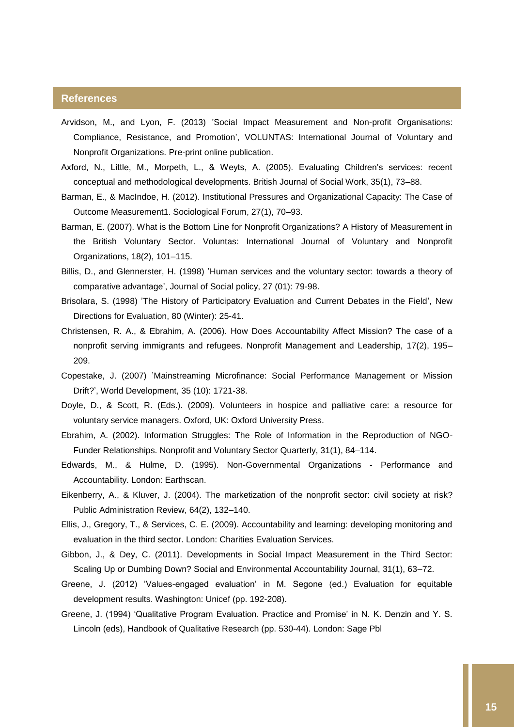## References

Arvidson, M., and Lyon, F. (2013) 'Social Impact Measurement and Non-profit Organisations: Compliance, Resistance, and Promotion', VOLUNTAS: International Journal of Voluntary and Nonprofit Organizations. Pre-print online publication.

Axford, N., Little, M., Morpeth, L., & Weyts, A. (2005). Evaluating Children's services: recent conceptual and methodological developments. British Journal of Social Work, 35(1), 73–88.

Barman, E., & MacIndoe, H. (2012). Institutional Pressures and Organizational Capacity: The Case of Outcome Measurement1. Sociological Forum, 27(1), 70–93.

Barman, E. (2007). What is the Bottom Line for Nonprofit Organizations? A History of Measurement in the British Voluntary Sector. Voluntas: International Journal of Voluntary and Nonprofit Organizations, 18(2), 101–115.

Billis, D., and Glennerster, H. (1998) 'Human services and the voluntary sector: towards a theory of comparative advantage', Journal of Social policy, 27 (01): 79-98.

Brisolara, S. (1998) 'The History of Participatory Evaluation and Current Debates in the Field', New Directions for Evaluation, 80 (Winter): 25-41.

Christensen, R. A., & Ebrahim, A. (2006). How Does Accountability Affect Mission? The case of a nonprofit serving immigrants and refugees. Nonprofit Management and Leadership, 17(2), 195–209.

Copestake, J. (2007) 'Mainstreaming Microfinance: Social Performance Management or Mission Drift?', World Development, 35 (10): 1721-38.

Doyle, D., & Scott, R. (Eds.). (2009). Volunteers in hospice and palliative care: a resource for voluntary service managers. Oxford, UK: Oxford University Press.

Ebrahim, A. (2002). Information Struggles: The Role of Information in the Reproduction of NGO-Funder Relationships. Nonprofit and Voluntary Sector Quarterly, 31(1), 84–114.

Edwards, M., & Hulme, D. (1995). Non-Governmental Organizations - Performance and Accountability. London: Earthscan.

Eikenberry, A., & Kluver, J. (2004). The marketization of the nonprofit sector: civil society at risk? Public Administration Review, 64(2), 132–140.

Ellis, J., Gregory, T., & Services, C. E. (2009). Accountability and learning: developing monitoring and evaluation in the third sector. London: Charities Evaluation Services.

Gibbon, J., & Dey, C. (2011). Developments in Social Impact Measurement in the Third Sector: Scaling Up or Dumbing Down? Social and Environmental Accountability Journal, 31(1), 63–72.

Greene, J. (2012) 'Values-engaged evaluation' in M. Segone (ed.) Evaluation for equitable development results. Washington: Unicef (pp. 192-208).

Greene, J. (1994) 'Qualitative Program Evaluation. Practice and Promise' in N. K. Denzin and Y. S. Lincoln (eds), Handbook of Qualitative Research (pp. 530-44). London: Sage Pbl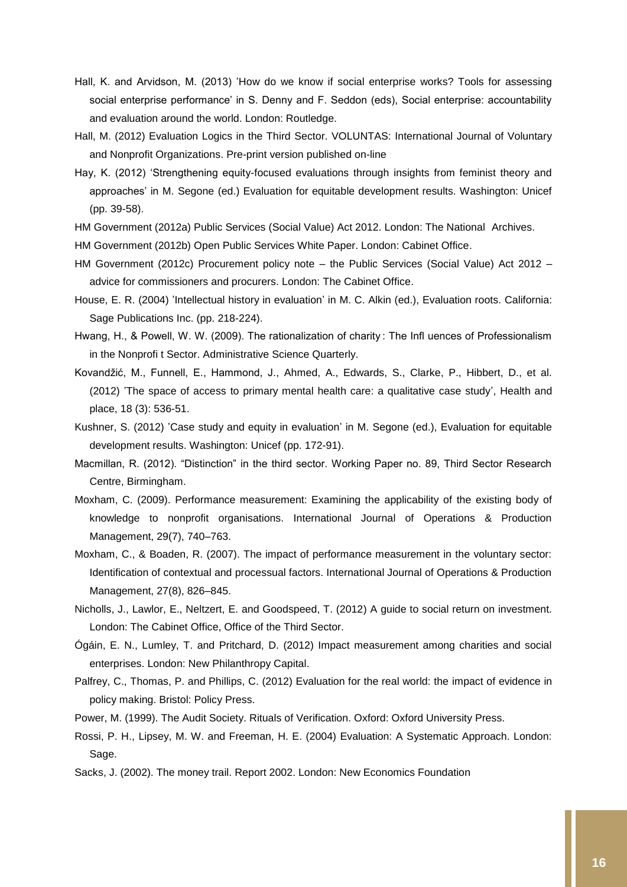Hall, K. and Arvidson, M. (2013) 'How do we know if social enterprise works? Tools for assessing social enterprise performance' in S. Denny and F. Seddon (eds), Social enterprise: accountability and evaluation around the world. London: Routledge.

Hall, M. (2012) Evaluation Logics in the Third Sector. VOLUNTAS: International Journal of Voluntary and Nonprofit Organizations. Pre-print version published on-line

Hay, K. (2012) 'Strengthening equity-focused evaluations through insights from feminist theory and approaches' in M. Segone (ed.) Evaluation for equitable development results. Washington: Unicef (pp. 39-58).

HM Government (2012a) Public Services (Social Value) Act 2012. London: The National Archives.

HM Government (2012b) Open Public Services White Paper. London: Cabinet Office.

HM Government (2012c) Procurement policy note – the Public Services (Social Value) Act 2012 – advice for commissioners and procurers. London: The Cabinet Office.

House, E. R. (2004) 'Intellectual history in evaluation' in M. C. Alkin (ed.), Evaluation roots. California: Sage Publications Inc. (pp. 218-224).

Hwang, H., & Powell, W. W. (2009). The rationalization of charity : The Infl uences of Professionalism in the Nonprofi t Sector. Administrative Science Quarterly.

Kovandžić, M., Funnell, E., Hammond, J., Ahmed, A., Edwards, S., Clarke, P., Hibbert, D., et al. (2012) 'The space of access to primary mental health care: a qualitative case study', Health and place, 18 (3): 536-51.

Kushner, S. (2012) 'Case study and equity in evaluation' in M. Segone (ed.), Evaluation for equitable development results. Washington: Unicef (pp. 172-91).

Macmillan, R. (2012). "Distinction" in the third sector. Working Paper no. 89, Third Sector Research Centre, Birmingham.

Moxham, C. (2009). Performance measurement: Examining the applicability of the existing body of knowledge to nonprofit organisations. International Journal of Operations & Production Management, 29(7), 740–763.

Moxham, C., & Boaden, R. (2007). The impact of performance measurement in the voluntary sector: Identification of contextual and processual factors. International Journal of Operations & Production Management, 27(8), 826–845.

Nicholls, J., Lawlor, E., Neltzert, E. and Goodspeed, T. (2012) A guide to social return on investment. London: The Cabinet Office, Office of the Third Sector.

Ógáin, E. N., Lumley, T. and Pritchard, D. (2012) Impact measurement among charities and social enterprises. London: New Philanthropy Capital.

Palfrey, C., Thomas, P. and Phillips, C. (2012) Evaluation for the real world: the impact of evidence in policy making. Bristol: Policy Press.

Power, M. (1999). The Audit Society. Rituals of Verification. Oxford: Oxford University Press.

Rossi, P. H., Lipsey, M. W. and Freeman, H. E. (2004) Evaluation: A Systematic Approach. London: Sage.

Sacks, J. (2002). The money trail. Report 2002. London: New Economics Foundation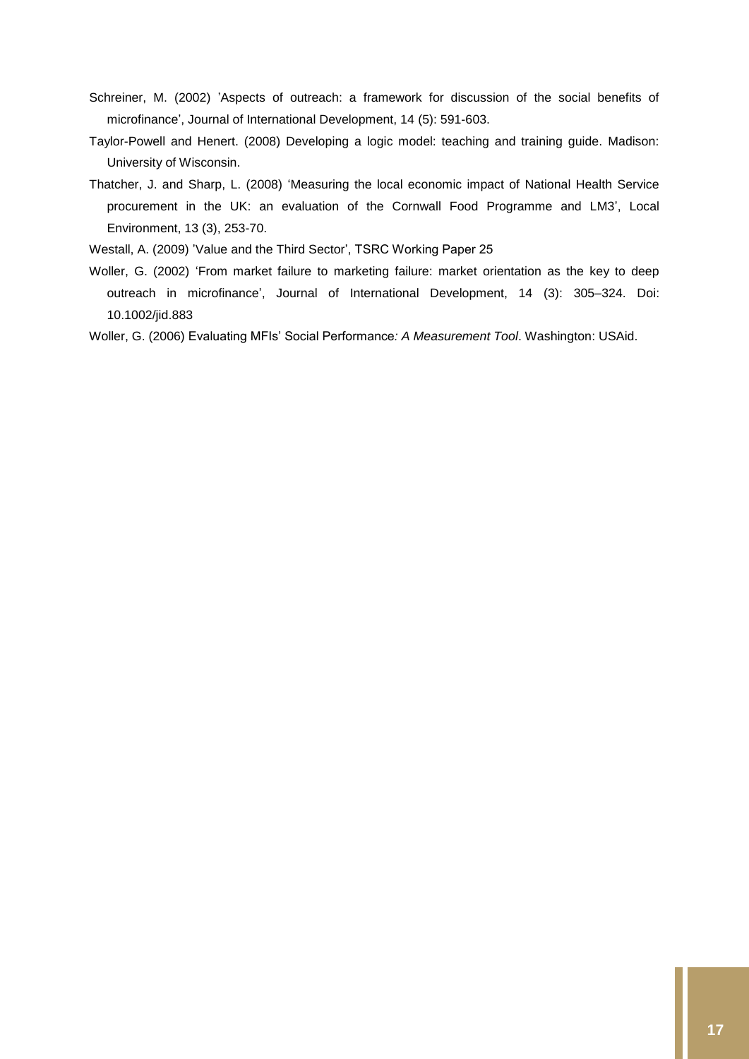Schreiner, M. (2002) 'Aspects of outreach: a framework for discussion of the social benefits of microfinance', Journal of International Development, 14 (5): 591-603.

Taylor-Powell and Henert. (2008) Developing a logic model: teaching and training guide. Madison: University of Wisconsin.

Thatcher, J. and Sharp, L. (2008) 'Measuring the local economic impact of National Health Service procurement in the UK: an evaluation of the Cornwall Food Programme and LM3', Local Environment, 13 (3), 253-70.

Westall, A. (2009) 'Value and the Third Sector', TSRC Working Paper 25

Woller, G. (2002) 'From market failure to marketing failure: market orientation as the key to deep outreach in microfinance', Journal of International Development, 14 (3): 305–324. Doi: 10.1002/jid.883

Woller, G. (2006) Evaluating MFIs' Social Performance*: A Measurement Tool*. Washington: USAid.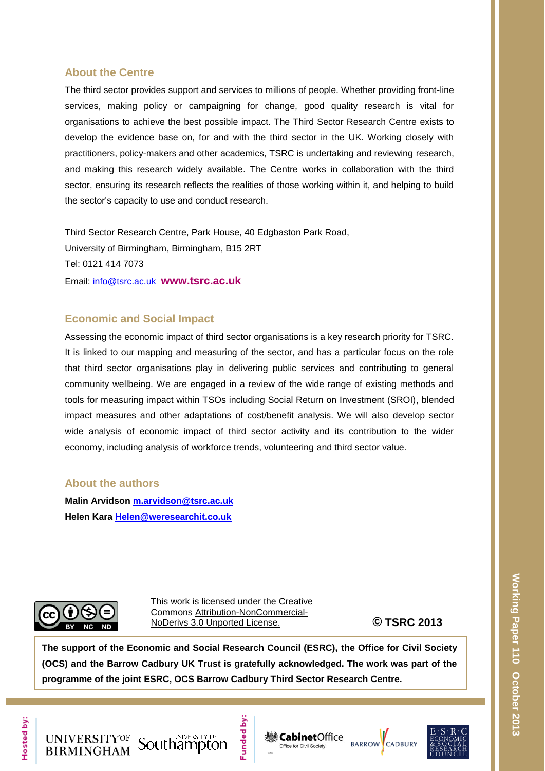## About the Centre

The third sector provides support and services to millions of people. Whether providing front-line services, making policy or campaigning for change, good quality research is vital for organisations to achieve the best possible impact. The Third Sector Research Centre exists to develop the evidence base on, for and with the third sector in the UK. Working closely with practitioners, policy-makers and other academics, TSRC is undertaking and reviewing research, and making this research widely available. The Centre works in collaboration with the third sector, ensuring its research reflects the realities of those working within it, and helping to build the sector's capacity to use and conduct research.

Third Sector Research Centre, Park House, 40 Edgbaston Park Road,
University of Birmingham, Birmingham, B15 2RT
Tel: 0121 414 7073
Email: info@tsrc.ac.uk **www.tsrc.ac.uk**

## Economic and Social Impact

Assessing the economic impact of third sector organisations is a key research priority for TSRC. It is linked to our mapping and measuring of the sector, and has a particular focus on the role that third sector organisations play in delivering public services and contributing to general community wellbeing. We are engaged in a review of the wide range of existing methods and tools for measuring impact within TSOs including Social Return on Investment (SROI), blended impact measures and other adaptations of cost/benefit analysis. We will also develop sector wide analysis of economic impact of third sector activity and its contribution to the wider economy, including analysis of workforce trends, volunteering and third sector value.

## About the authors

**Malin Arvidson m.arvidson@tsrc.ac.uk**
**Helen Kara Helen@weresearchit.co.uk**

This work is licensed under the Creative Commons Attribution-NonCommercial-NoDerivs 3.0 Unported License.

**© TSRC 2013**

**The support of the Economic and Social Research Council (ESRC), the Office for Civil Society (OCS) and the Barrow Cadbury UK Trust is gratefully acknowledged. The work was part of the programme of the joint ESRC, OCS Barrow Cadbury Third Sector Research Centre.**

Hosted by: University of Birmingham, University of Southampton

Funded by: Cabinet Office – Office for Civil Society, Barrow Cadbury, ESRC Economic & Social Research Council

Working Paper 110 October 2013